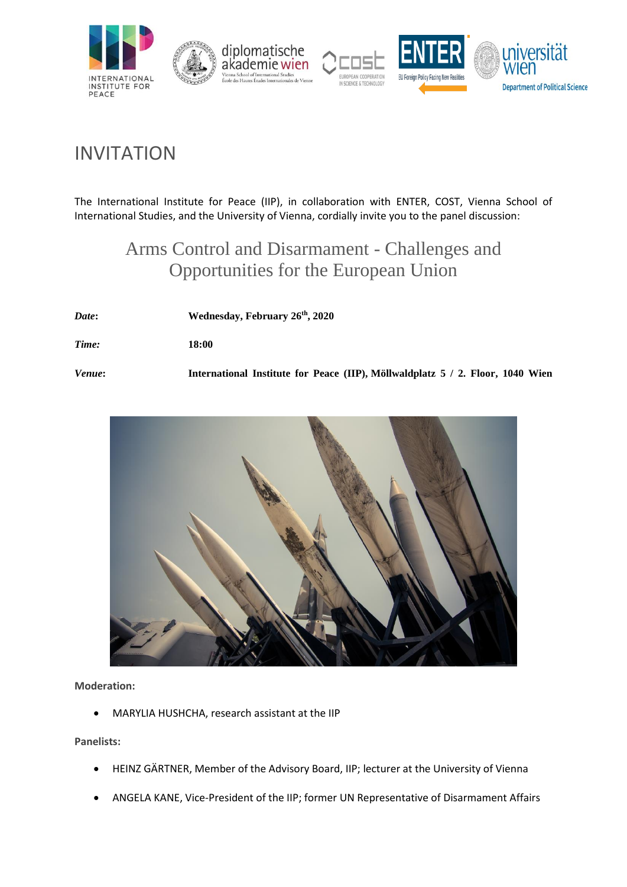# INVITATION

The International Institute for Peace (IIP), in collaboration with ENTER, COST, Vienna School of International Studies, and the University of Vienna, cordially invite you to the panel discussion:

## Arms Control and Disarmament - Challenges and Opportunities for the European Union

| | |
|---|---|
| ***Date*:** | **Wednesday, February 26th, 2020** |
| ***Time:*** | **18:00** |
| ***Venue*:** | **International Institute for Peace (IIP), Möllwaldplatz 5 / 2. Floor, 1040 Wien** |

**Moderation:**

- MARYLIA HUSHCHA, research assistant at the IIP

**Panelists:**

- HEINZ GÄRTNER, Member of the Advisory Board, IIP; lecturer at the University of Vienna
- ANGELA KANE, Vice-President of the IIP; former UN Representative of Disarmament Affairs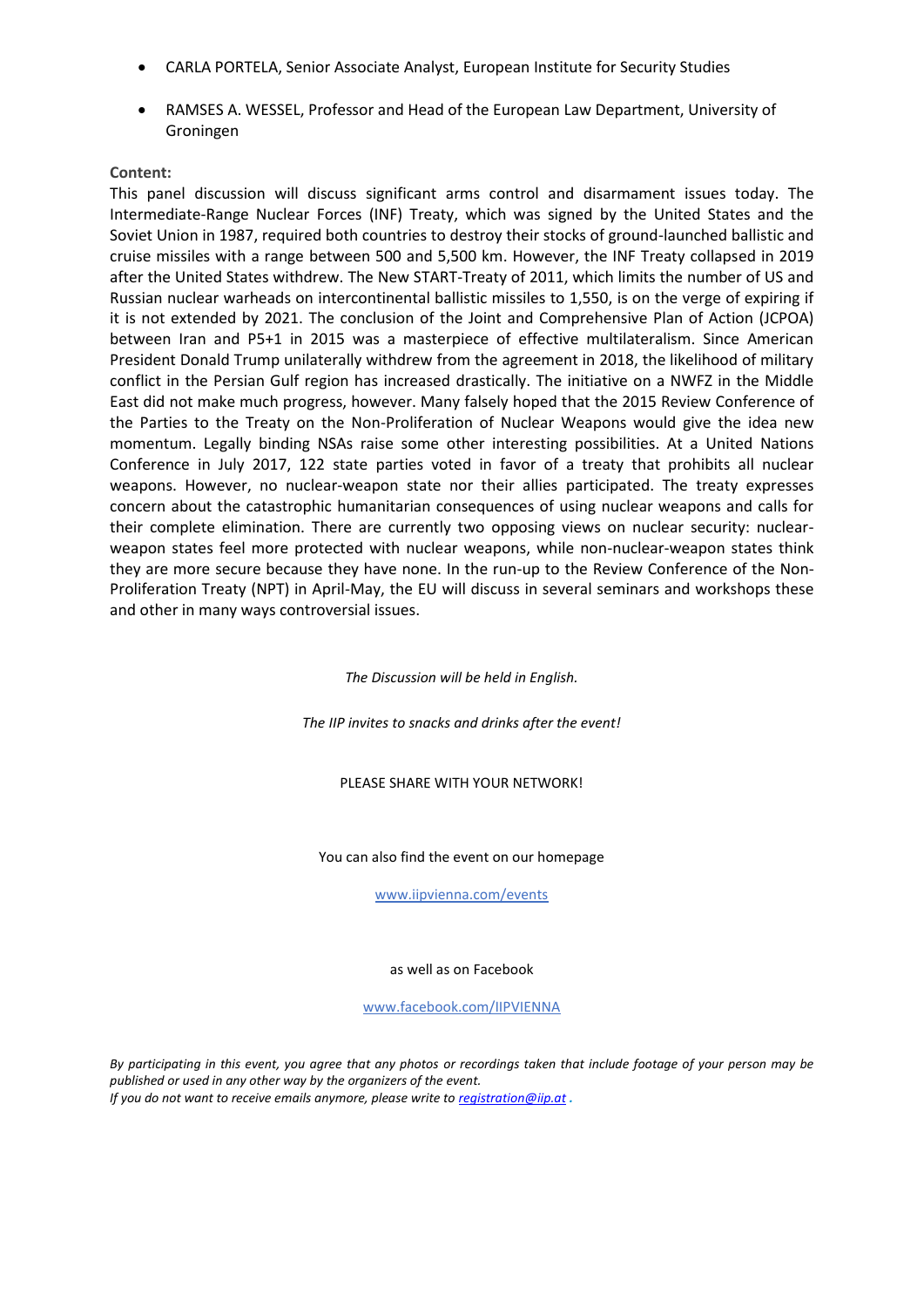- CARLA PORTELA, Senior Associate Analyst, European Institute for Security Studies
- RAMSES A. WESSEL, Professor and Head of the European Law Department, University of Groningen

**Content:**

This panel discussion will discuss significant arms control and disarmament issues today. The Intermediate-Range Nuclear Forces (INF) Treaty, which was signed by the United States and the Soviet Union in 1987, required both countries to destroy their stocks of ground-launched ballistic and cruise missiles with a range between 500 and 5,500 km. However, the INF Treaty collapsed in 2019 after the United States withdrew. The New START-Treaty of 2011, which limits the number of US and Russian nuclear warheads on intercontinental ballistic missiles to 1,550, is on the verge of expiring if it is not extended by 2021. The conclusion of the Joint and Comprehensive Plan of Action (JCPOA) between Iran and P5+1 in 2015 was a masterpiece of effective multilateralism. Since American President Donald Trump unilaterally withdrew from the agreement in 2018, the likelihood of military conflict in the Persian Gulf region has increased drastically. The initiative on a NWFZ in the Middle East did not make much progress, however. Many falsely hoped that the 2015 Review Conference of the Parties to the Treaty on the Non-Proliferation of Nuclear Weapons would give the idea new momentum. Legally binding NSAs raise some other interesting possibilities. At a United Nations Conference in July 2017, 122 state parties voted in favor of a treaty that prohibits all nuclear weapons. However, no nuclear-weapon state nor their allies participated. The treaty expresses concern about the catastrophic humanitarian consequences of using nuclear weapons and calls for their complete elimination. There are currently two opposing views on nuclear security: nuclear-weapon states feel more protected with nuclear weapons, while non-nuclear-weapon states think they are more secure because they have none. In the run-up to the Review Conference of the Non-Proliferation Treaty (NPT) in April-May, the EU will discuss in several seminars and workshops these and other in many ways controversial issues.

*The Discussion will be held in English.*

*The IIP invites to snacks and drinks after the event!*

PLEASE SHARE WITH YOUR NETWORK!

You can also find the event on our homepage

www.iipvienna.com/events

as well as on Facebook

www.facebook.com/IIPVIENNA

*By participating in this event, you agree that any photos or recordings taken that include footage of your person may be published or used in any other way by the organizers of the event.*
*If you do not want to receive emails anymore, please write to registration@iip.at .*